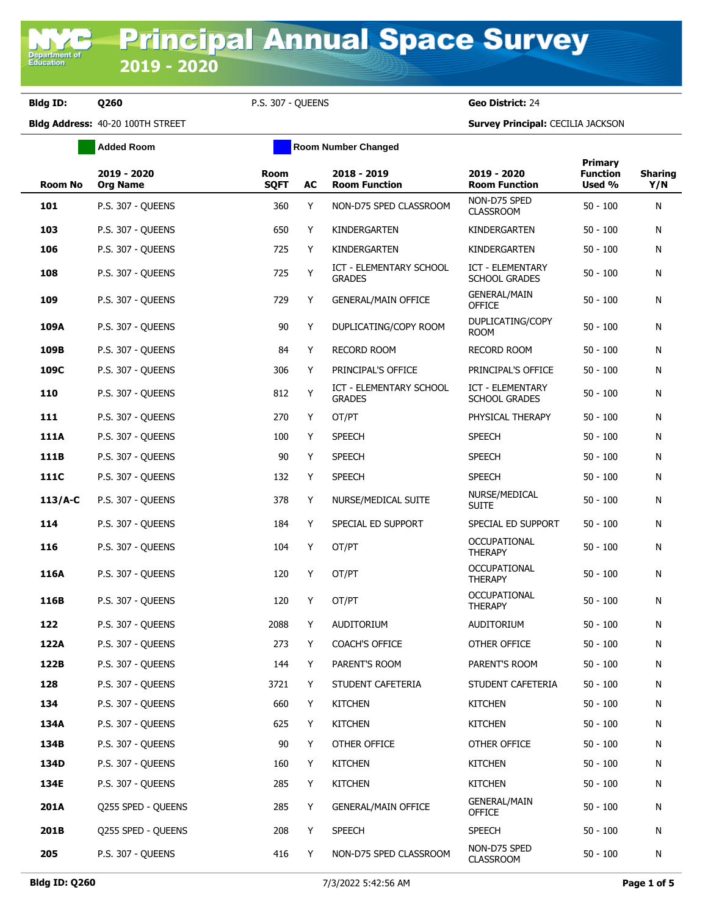# Principal Annual Space Survey 2019 - 2020

**Bldg ID:** Q260 P.S. 307 - QUEENS **Geo District:** 24

**Bldg Address:** 40-20 100TH STREET **Survey Principal:** CECILIA JACKSON

Added Room | Room Number Changed

| Room No | 2019 - 2020 Org Name | Room SQFT | AC | 2018 - 2019 Room Function | 2019 - 2020 Room Function | Primary Function Used % | Sharing Y/N |
|---|---|---|---|---|---|---|---|
| 101 | P.S. 307 - QUEENS | 360 | Y | NON-D75 SPED CLASSROOM | NON-D75 SPED CLASSROOM | 50 - 100 | N |
| 103 | P.S. 307 - QUEENS | 650 | Y | KINDERGARTEN | KINDERGARTEN | 50 - 100 | N |
| 106 | P.S. 307 - QUEENS | 725 | Y | KINDERGARTEN | KINDERGARTEN | 50 - 100 | N |
| 108 | P.S. 307 - QUEENS | 725 | Y | ICT - ELEMENTARY SCHOOL GRADES | ICT - ELEMENTARY SCHOOL GRADES | 50 - 100 | N |
| 109 | P.S. 307 - QUEENS | 729 | Y | GENERAL/MAIN OFFICE | GENERAL/MAIN OFFICE | 50 - 100 | N |
| 109A | P.S. 307 - QUEENS | 90 | Y | DUPLICATING/COPY ROOM | DUPLICATING/COPY ROOM | 50 - 100 | N |
| 109B | P.S. 307 - QUEENS | 84 | Y | RECORD ROOM | RECORD ROOM | 50 - 100 | N |
| 109C | P.S. 307 - QUEENS | 306 | Y | PRINCIPAL'S OFFICE | PRINCIPAL'S OFFICE | 50 - 100 | N |
| 110 | P.S. 307 - QUEENS | 812 | Y | ICT - ELEMENTARY SCHOOL GRADES | ICT - ELEMENTARY SCHOOL GRADES | 50 - 100 | N |
| 111 | P.S. 307 - QUEENS | 270 | Y | OT/PT | PHYSICAL THERAPY | 50 - 100 | N |
| 111A | P.S. 307 - QUEENS | 100 | Y | SPEECH | SPEECH | 50 - 100 | N |
| 111B | P.S. 307 - QUEENS | 90 | Y | SPEECH | SPEECH | 50 - 100 | N |
| 111C | P.S. 307 - QUEENS | 132 | Y | SPEECH | SPEECH | 50 - 100 | N |
| 113/A-C | P.S. 307 - QUEENS | 378 | Y | NURSE/MEDICAL SUITE | NURSE/MEDICAL SUITE | 50 - 100 | N |
| 114 | P.S. 307 - QUEENS | 184 | Y | SPECIAL ED SUPPORT | SPECIAL ED SUPPORT | 50 - 100 | N |
| 116 | P.S. 307 - QUEENS | 104 | Y | OT/PT | OCCUPATIONAL THERAPY | 50 - 100 | N |
| 116A | P.S. 307 - QUEENS | 120 | Y | OT/PT | OCCUPATIONAL THERAPY | 50 - 100 | N |
| 116B | P.S. 307 - QUEENS | 120 | Y | OT/PT | OCCUPATIONAL THERAPY | 50 - 100 | N |
| 122 | P.S. 307 - QUEENS | 2088 | Y | AUDITORIUM | AUDITORIUM | 50 - 100 | N |
| 122A | P.S. 307 - QUEENS | 273 | Y | COACH'S OFFICE | OTHER OFFICE | 50 - 100 | N |
| 122B | P.S. 307 - QUEENS | 144 | Y | PARENT'S ROOM | PARENT'S ROOM | 50 - 100 | N |
| 128 | P.S. 307 - QUEENS | 3721 | Y | STUDENT CAFETERIA | STUDENT CAFETERIA | 50 - 100 | N |
| 134 | P.S. 307 - QUEENS | 660 | Y | KITCHEN | KITCHEN | 50 - 100 | N |
| 134A | P.S. 307 - QUEENS | 625 | Y | KITCHEN | KITCHEN | 50 - 100 | N |
| 134B | P.S. 307 - QUEENS | 90 | Y | OTHER OFFICE | OTHER OFFICE | 50 - 100 | N |
| 134D | P.S. 307 - QUEENS | 160 | Y | KITCHEN | KITCHEN | 50 - 100 | N |
| 134E | P.S. 307 - QUEENS | 285 | Y | KITCHEN | KITCHEN | 50 - 100 | N |
| 201A | Q255 SPED - QUEENS | 285 | Y | GENERAL/MAIN OFFICE | GENERAL/MAIN OFFICE | 50 - 100 | N |
| 201B | Q255 SPED - QUEENS | 208 | Y | SPEECH | SPEECH | 50 - 100 | N |
| 205 | P.S. 307 - QUEENS | 416 | Y | NON-D75 SPED CLASSROOM | NON-D75 SPED CLASSROOM | 50 - 100 | N |

Bldg ID: Q260 7/3/2022 5:42:56 AM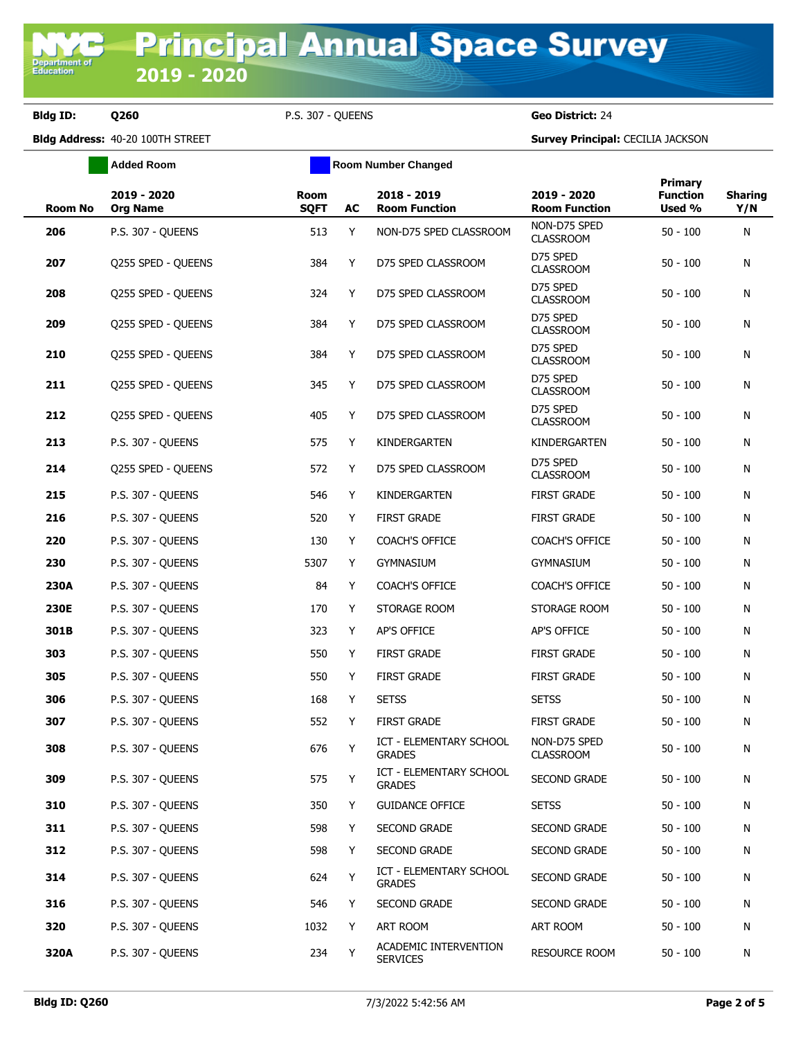# Principal Annual Space Survey 2019 - 2020

**Bldg ID:** Q260 P.S. 307 - QUEENS **Geo District:** 24

**Bldg Address:** 40-20 100TH STREET **Survey Principal:** CECILIA JACKSON

Added Room | Room Number Changed

| Room No | 2019 - 2020 Org Name | Room SQFT | AC | 2018 - 2019 Room Function | 2019 - 2020 Room Function | Primary Function Used % | Sharing Y/N |
|---|---|---|---|---|---|---|---|
| 206 | P.S. 307 - QUEENS | 513 | Y | NON-D75 SPED CLASSROOM | NON-D75 SPED CLASSROOM | 50 - 100 | N |
| 207 | Q255 SPED - QUEENS | 384 | Y | D75 SPED CLASSROOM | D75 SPED CLASSROOM | 50 - 100 | N |
| 208 | Q255 SPED - QUEENS | 324 | Y | D75 SPED CLASSROOM | D75 SPED CLASSROOM | 50 - 100 | N |
| 209 | Q255 SPED - QUEENS | 384 | Y | D75 SPED CLASSROOM | D75 SPED CLASSROOM | 50 - 100 | N |
| 210 | Q255 SPED - QUEENS | 384 | Y | D75 SPED CLASSROOM | D75 SPED CLASSROOM | 50 - 100 | N |
| 211 | Q255 SPED - QUEENS | 345 | Y | D75 SPED CLASSROOM | D75 SPED CLASSROOM | 50 - 100 | N |
| 212 | Q255 SPED - QUEENS | 405 | Y | D75 SPED CLASSROOM | D75 SPED CLASSROOM | 50 - 100 | N |
| 213 | P.S. 307 - QUEENS | 575 | Y | KINDERGARTEN | KINDERGARTEN | 50 - 100 | N |
| 214 | Q255 SPED - QUEENS | 572 | Y | D75 SPED CLASSROOM | D75 SPED CLASSROOM | 50 - 100 | N |
| 215 | P.S. 307 - QUEENS | 546 | Y | KINDERGARTEN | FIRST GRADE | 50 - 100 | N |
| 216 | P.S. 307 - QUEENS | 520 | Y | FIRST GRADE | FIRST GRADE | 50 - 100 | N |
| 220 | P.S. 307 - QUEENS | 130 | Y | COACH'S OFFICE | COACH'S OFFICE | 50 - 100 | N |
| 230 | P.S. 307 - QUEENS | 5307 | Y | GYMNASIUM | GYMNASIUM | 50 - 100 | N |
| 230A | P.S. 307 - QUEENS | 84 | Y | COACH'S OFFICE | COACH'S OFFICE | 50 - 100 | N |
| 230E | P.S. 307 - QUEENS | 170 | Y | STORAGE ROOM | STORAGE ROOM | 50 - 100 | N |
| 301B | P.S. 307 - QUEENS | 323 | Y | AP'S OFFICE | AP'S OFFICE | 50 - 100 | N |
| 303 | P.S. 307 - QUEENS | 550 | Y | FIRST GRADE | FIRST GRADE | 50 - 100 | N |
| 305 | P.S. 307 - QUEENS | 550 | Y | FIRST GRADE | FIRST GRADE | 50 - 100 | N |
| 306 | P.S. 307 - QUEENS | 168 | Y | SETSS | SETSS | 50 - 100 | N |
| 307 | P.S. 307 - QUEENS | 552 | Y | FIRST GRADE | FIRST GRADE | 50 - 100 | N |
| 308 | P.S. 307 - QUEENS | 676 | Y | ICT - ELEMENTARY SCHOOL GRADES | NON-D75 SPED CLASSROOM | 50 - 100 | N |
| 309 | P.S. 307 - QUEENS | 575 | Y | ICT - ELEMENTARY SCHOOL GRADES | SECOND GRADE | 50 - 100 | N |
| 310 | P.S. 307 - QUEENS | 350 | Y | GUIDANCE OFFICE | SETSS | 50 - 100 | N |
| 311 | P.S. 307 - QUEENS | 598 | Y | SECOND GRADE | SECOND GRADE | 50 - 100 | N |
| 312 | P.S. 307 - QUEENS | 598 | Y | SECOND GRADE | SECOND GRADE | 50 - 100 | N |
| 314 | P.S. 307 - QUEENS | 624 | Y | ICT - ELEMENTARY SCHOOL GRADES | SECOND GRADE | 50 - 100 | N |
| 316 | P.S. 307 - QUEENS | 546 | Y | SECOND GRADE | SECOND GRADE | 50 - 100 | N |
| 320 | P.S. 307 - QUEENS | 1032 | Y | ART ROOM | ART ROOM | 50 - 100 | N |
| 320A | P.S. 307 - QUEENS | 234 | Y | ACADEMIC INTERVENTION SERVICES | RESOURCE ROOM | 50 - 100 | N |

**Bldg ID: Q260** 7/3/2022 5:42:56 AM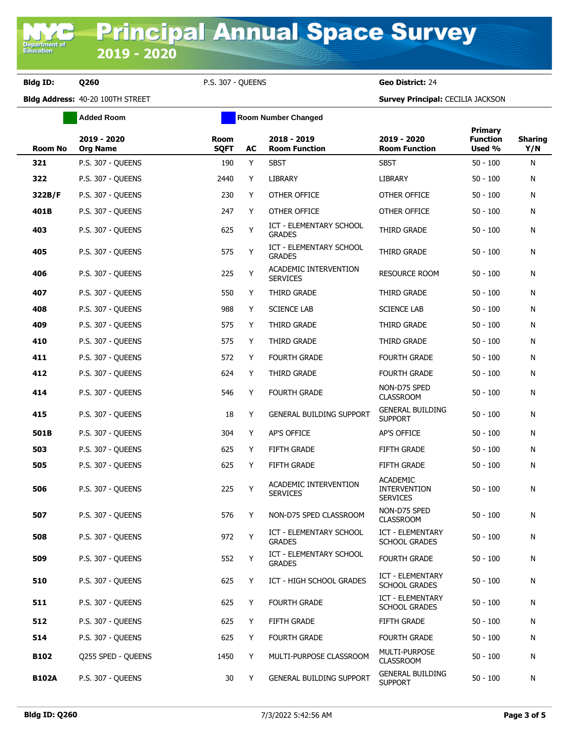# Principal Annual Space Survey 2019 - 2020

**Bldg ID:** Q260 P.S. 307 - QUEENS **Geo District:** 24

**Bldg Address:** 40-20 100TH STREET **Survey Principal:** CECILIA JACKSON

Added Room | Room Number Changed

| Room No | 2019 - 2020 Org Name | Room SQFT | AC | 2018 - 2019 Room Function | 2019 - 2020 Room Function | Primary Function Used % | Sharing Y/N |
|---|---|---|---|---|---|---|---|
| 321 | P.S. 307 - QUEENS | 190 | Y | SBST | SBST | 50 - 100 | N |
| 322 | P.S. 307 - QUEENS | 2440 | Y | LIBRARY | LIBRARY | 50 - 100 | N |
| 322B/F | P.S. 307 - QUEENS | 230 | Y | OTHER OFFICE | OTHER OFFICE | 50 - 100 | N |
| 401B | P.S. 307 - QUEENS | 247 | Y | OTHER OFFICE | OTHER OFFICE | 50 - 100 | N |
| 403 | P.S. 307 - QUEENS | 625 | Y | ICT - ELEMENTARY SCHOOL GRADES | THIRD GRADE | 50 - 100 | N |
| 405 | P.S. 307 - QUEENS | 575 | Y | ICT - ELEMENTARY SCHOOL GRADES | THIRD GRADE | 50 - 100 | N |
| 406 | P.S. 307 - QUEENS | 225 | Y | ACADEMIC INTERVENTION SERVICES | RESOURCE ROOM | 50 - 100 | N |
| 407 | P.S. 307 - QUEENS | 550 | Y | THIRD GRADE | THIRD GRADE | 50 - 100 | N |
| 408 | P.S. 307 - QUEENS | 988 | Y | SCIENCE LAB | SCIENCE LAB | 50 - 100 | N |
| 409 | P.S. 307 - QUEENS | 575 | Y | THIRD GRADE | THIRD GRADE | 50 - 100 | N |
| 410 | P.S. 307 - QUEENS | 575 | Y | THIRD GRADE | THIRD GRADE | 50 - 100 | N |
| 411 | P.S. 307 - QUEENS | 572 | Y | FOURTH GRADE | FOURTH GRADE | 50 - 100 | N |
| 412 | P.S. 307 - QUEENS | 624 | Y | THIRD GRADE | FOURTH GRADE | 50 - 100 | N |
| 414 | P.S. 307 - QUEENS | 546 | Y | FOURTH GRADE | NON-D75 SPED CLASSROOM | 50 - 100 | N |
| 415 | P.S. 307 - QUEENS | 18 | Y | GENERAL BUILDING SUPPORT | GENERAL BUILDING SUPPORT | 50 - 100 | N |
| 501B | P.S. 307 - QUEENS | 304 | Y | AP'S OFFICE | AP'S OFFICE | 50 - 100 | N |
| 503 | P.S. 307 - QUEENS | 625 | Y | FIFTH GRADE | FIFTH GRADE | 50 - 100 | N |
| 505 | P.S. 307 - QUEENS | 625 | Y | FIFTH GRADE | FIFTH GRADE | 50 - 100 | N |
| 506 | P.S. 307 - QUEENS | 225 | Y | ACADEMIC INTERVENTION SERVICES | ACADEMIC INTERVENTION SERVICES | 50 - 100 | N |
| 507 | P.S. 307 - QUEENS | 576 | Y | NON-D75 SPED CLASSROOM | NON-D75 SPED CLASSROOM | 50 - 100 | N |
| 508 | P.S. 307 - QUEENS | 972 | Y | ICT - ELEMENTARY SCHOOL GRADES | ICT - ELEMENTARY SCHOOL GRADES | 50 - 100 | N |
| 509 | P.S. 307 - QUEENS | 552 | Y | ICT - ELEMENTARY SCHOOL GRADES | FOURTH GRADE | 50 - 100 | N |
| 510 | P.S. 307 - QUEENS | 625 | Y | ICT - HIGH SCHOOL GRADES | ICT - ELEMENTARY SCHOOL GRADES | 50 - 100 | N |
| 511 | P.S. 307 - QUEENS | 625 | Y | FOURTH GRADE | ICT - ELEMENTARY SCHOOL GRADES | 50 - 100 | N |
| 512 | P.S. 307 - QUEENS | 625 | Y | FIFTH GRADE | FIFTH GRADE | 50 - 100 | N |
| 514 | P.S. 307 - QUEENS | 625 | Y | FOURTH GRADE | FOURTH GRADE | 50 - 100 | N |
| B102 | Q255 SPED - QUEENS | 1450 | Y | MULTI-PURPOSE CLASSROOM | MULTI-PURPOSE CLASSROOM | 50 - 100 | N |
| B102A | P.S. 307 - QUEENS | 30 | Y | GENERAL BUILDING SUPPORT | GENERAL BUILDING SUPPORT | 50 - 100 | N |

7/3/2022 5:42:56 AM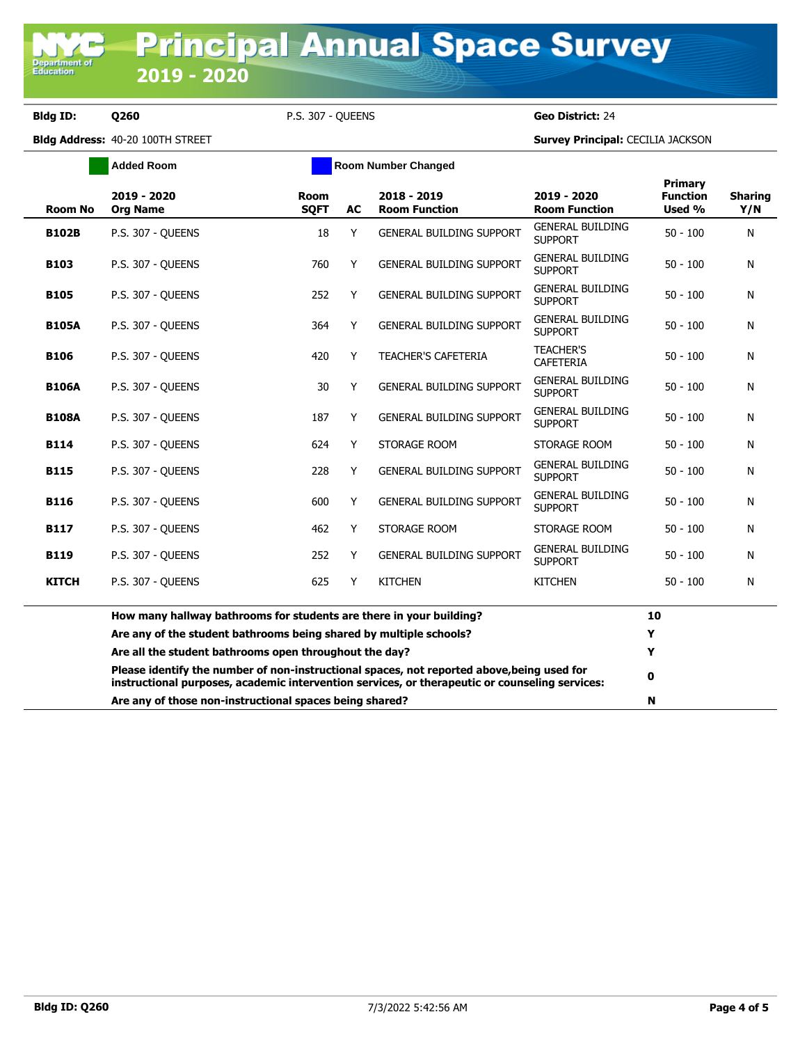# Principal Annual Space Survey 2019 - 2020

**Bldg ID:** Q260 P.S. 307 - QUEENS **Geo District:** 24

**Bldg Address:** 40-20 100TH STREET **Survey Principal:** CECILIA JACKSON

Added Room | Room Number Changed

| Room No | 2019 - 2020 Org Name | Room SQFT | AC | 2018 - 2019 Room Function | 2019 - 2020 Room Function | Primary Function Used % | Sharing Y/N |
|---|---|---|---|---|---|---|---|
| B102B | P.S. 307 - QUEENS | 18 | Y | GENERAL BUILDING SUPPORT | GENERAL BUILDING SUPPORT | 50 - 100 | N |
| B103 | P.S. 307 - QUEENS | 760 | Y | GENERAL BUILDING SUPPORT | GENERAL BUILDING SUPPORT | 50 - 100 | N |
| B105 | P.S. 307 - QUEENS | 252 | Y | GENERAL BUILDING SUPPORT | GENERAL BUILDING SUPPORT | 50 - 100 | N |
| B105A | P.S. 307 - QUEENS | 364 | Y | GENERAL BUILDING SUPPORT | GENERAL BUILDING SUPPORT | 50 - 100 | N |
| B106 | P.S. 307 - QUEENS | 420 | Y | TEACHER'S CAFETERIA | TEACHER'S CAFETERIA | 50 - 100 | N |
| B106A | P.S. 307 - QUEENS | 30 | Y | GENERAL BUILDING SUPPORT | GENERAL BUILDING SUPPORT | 50 - 100 | N |
| B108A | P.S. 307 - QUEENS | 187 | Y | GENERAL BUILDING SUPPORT | GENERAL BUILDING SUPPORT | 50 - 100 | N |
| B114 | P.S. 307 - QUEENS | 624 | Y | STORAGE ROOM | STORAGE ROOM | 50 - 100 | N |
| B115 | P.S. 307 - QUEENS | 228 | Y | GENERAL BUILDING SUPPORT | GENERAL BUILDING SUPPORT | 50 - 100 | N |
| B116 | P.S. 307 - QUEENS | 600 | Y | GENERAL BUILDING SUPPORT | GENERAL BUILDING SUPPORT | 50 - 100 | N |
| B117 | P.S. 307 - QUEENS | 462 | Y | STORAGE ROOM | STORAGE ROOM | 50 - 100 | N |
| B119 | P.S. 307 - QUEENS | 252 | Y | GENERAL BUILDING SUPPORT | GENERAL BUILDING SUPPORT | 50 - 100 | N |
| KITCH | P.S. 307 - QUEENS | 625 | Y | KITCHEN | KITCHEN | 50 - 100 | N |

| Question | Answer |
|---|---|
| How many hallway bathrooms for students are there in your building? | 10 |
| Are any of the student bathrooms being shared by multiple schools? | Y |
| Are all the student bathrooms open throughout the day? | Y |
| Please identify the number of non-instructional spaces, not reported above,being used for instructional purposes, academic intervention services, or therapeutic or counseling services: | 0 |
| Are any of those non-instructional spaces being shared? | N |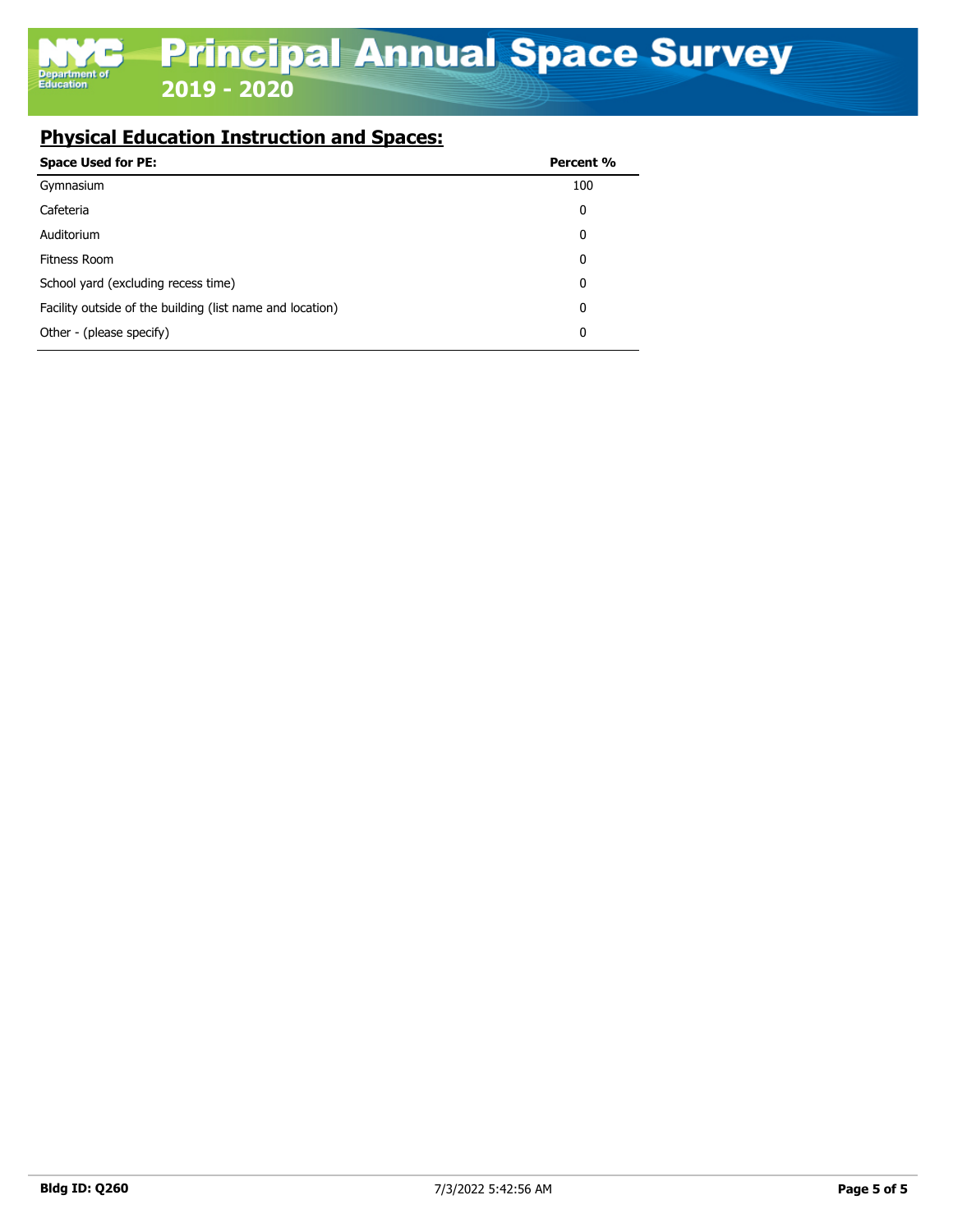## Physical Education Instruction and Spaces:

| Space Used for PE: | Percent % |
|---|---|
| Gymnasium | 100 |
| Cafeteria | 0 |
| Auditorium | 0 |
| Fitness Room | 0 |
| School yard (excluding recess time) | 0 |
| Facility outside of the building (list name and location) | 0 |
| Other - (please specify) | 0 |